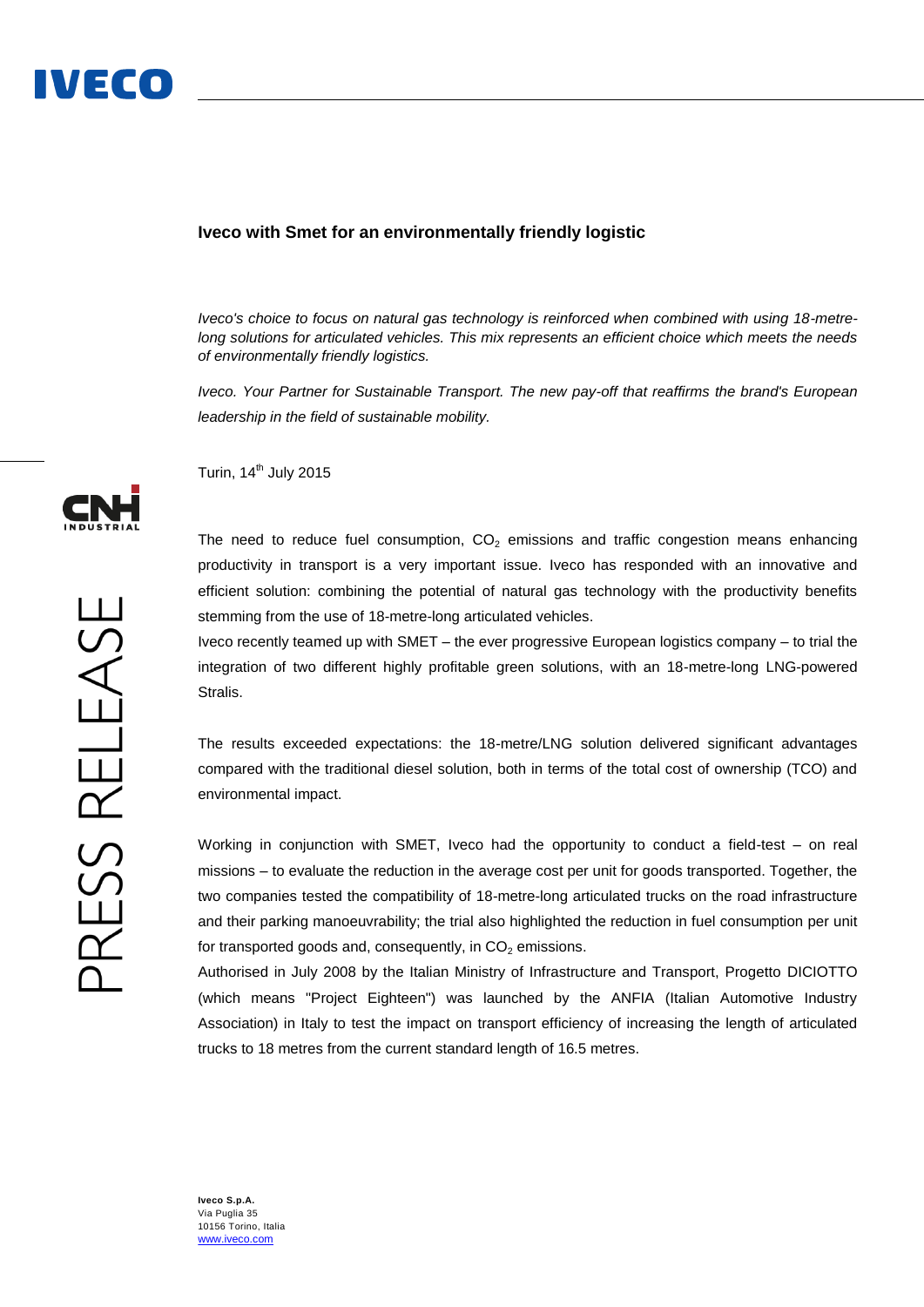# Iveco with Smet for an environmentally friendly logistic

*Iveco's choice to focus on natural gas technology is reinforced when combined with using 18-metre-long solutions for articulated vehicles. This mix represents an efficient choice which meets the needs of environmentally friendly logistics.*

*Iveco. Your Partner for Sustainable Transport. The new pay-off that reaffirms the brand's European leadership in the field of sustainable mobility.*

Turin, 14th July 2015

The need to reduce fuel consumption, $CO_2$ emissions and traffic congestion means enhancing productivity in transport is a very important issue. Iveco has responded with an innovative and efficient solution: combining the potential of natural gas technology with the productivity benefits stemming from the use of 18-metre-long articulated vehicles.
Iveco recently teamed up with SMET – the ever progressive European logistics company – to trial the integration of two different highly profitable green solutions, with an 18-metre-long LNG-powered Stralis.

The results exceeded expectations: the 18-metre/LNG solution delivered significant advantages compared with the traditional diesel solution, both in terms of the total cost of ownership (TCO) and environmental impact.

Working in conjunction with SMET, Iveco had the opportunity to conduct a field-test – on real missions – to evaluate the reduction in the average cost per unit for goods transported. Together, the two companies tested the compatibility of 18-metre-long articulated trucks on the road infrastructure and their parking manoeuvrability; the trial also highlighted the reduction in fuel consumption per unit for transported goods and, consequently, in $CO_2$ emissions.
Authorised in July 2008 by the Italian Ministry of Infrastructure and Transport, Progetto DICIOTTO (which means "Project Eighteen") was launched by the ANFIA (Italian Automotive Industry Association) in Italy to test the impact on transport efficiency of increasing the length of articulated trucks to 18 metres from the current standard length of 16.5 metres.

**Iveco S.p.A.**
Via Puglia 35
10156 Torino, Italia
www.iveco.com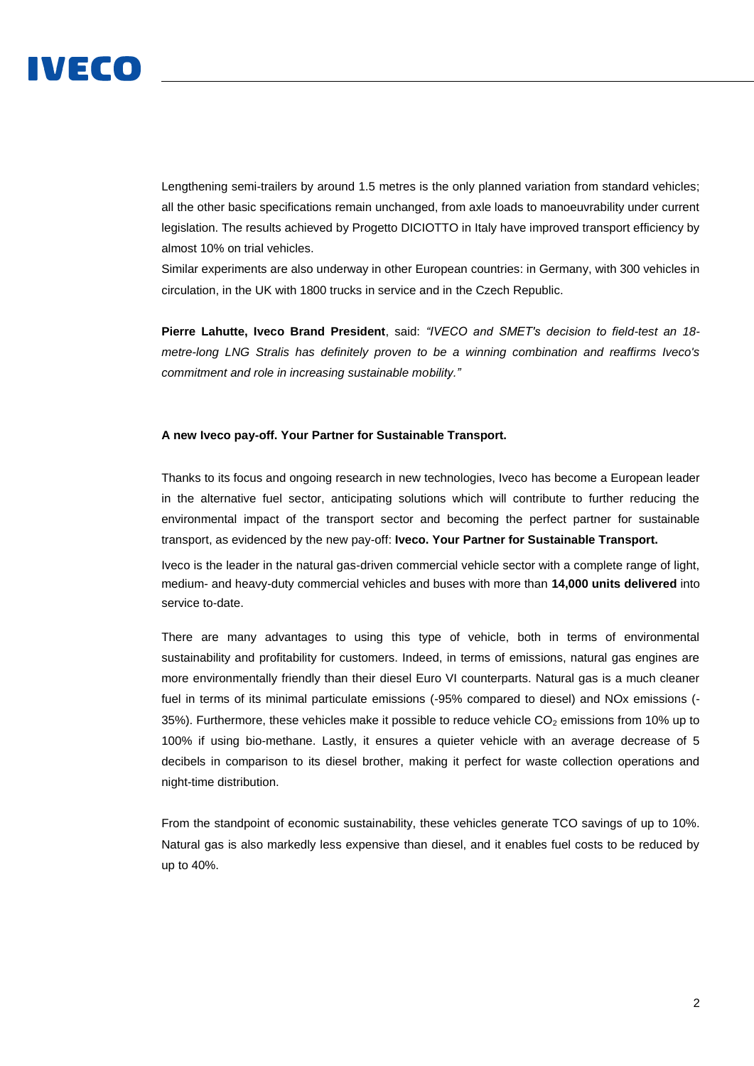Lengthening semi-trailers by around 1.5 metres is the only planned variation from standard vehicles; all the other basic specifications remain unchanged, from axle loads to manoeuvrability under current legislation. The results achieved by Progetto DICIOTTO in Italy have improved transport efficiency by almost 10% on trial vehicles.

Similar experiments are also underway in other European countries: in Germany, with 300 vehicles in circulation, in the UK with 1800 trucks in service and in the Czech Republic.

**Pierre Lahutte, Iveco Brand President**, said: *"IVECO and SMET's decision to field-test an 18-metre-long LNG Stralis has definitely proven to be a winning combination and reaffirms Iveco's commitment and role in increasing sustainable mobility."*

**A new Iveco pay-off. Your Partner for Sustainable Transport.**

Thanks to its focus and ongoing research in new technologies, Iveco has become a European leader in the alternative fuel sector, anticipating solutions which will contribute to further reducing the environmental impact of the transport sector and becoming the perfect partner for sustainable transport, as evidenced by the new pay-off: **Iveco. Your Partner for Sustainable Transport.**

Iveco is the leader in the natural gas-driven commercial vehicle sector with a complete range of light, medium- and heavy-duty commercial vehicles and buses with more than **14,000 units delivered** into service to-date.

There are many advantages to using this type of vehicle, both in terms of environmental sustainability and profitability for customers. Indeed, in terms of emissions, natural gas engines are more environmentally friendly than their diesel Euro VI counterparts. Natural gas is a much cleaner fuel in terms of its minimal particulate emissions (-95% compared to diesel) and NOx emissions (-35%). Furthermore, these vehicles make it possible to reduce vehicle $CO_2$ emissions from 10% up to 100% if using bio-methane. Lastly, it ensures a quieter vehicle with an average decrease of 5 decibels in comparison to its diesel brother, making it perfect for waste collection operations and night-time distribution.

From the standpoint of economic sustainability, these vehicles generate TCO savings of up to 10%. Natural gas is also markedly less expensive than diesel, and it enables fuel costs to be reduced by up to 40%.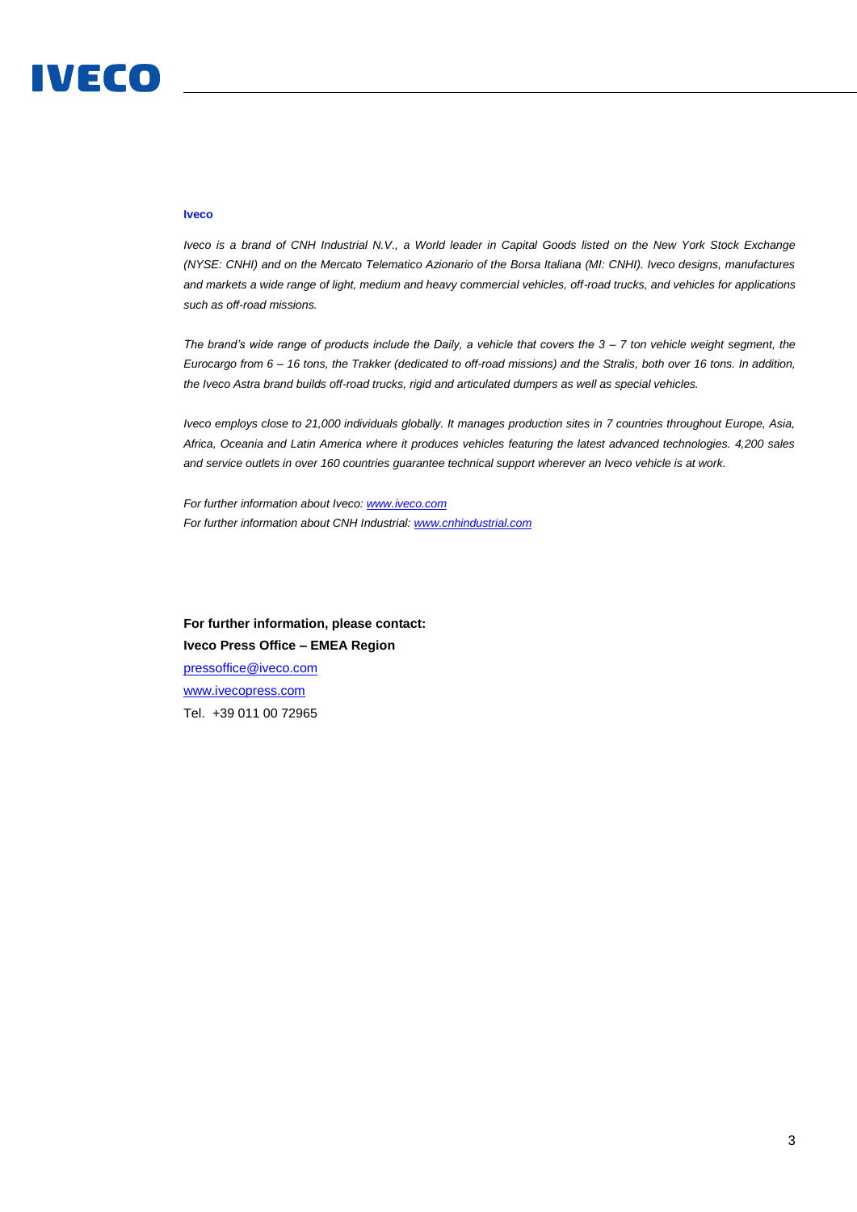**Iveco**

*Iveco is a brand of CNH Industrial N.V., a World leader in Capital Goods listed on the New York Stock Exchange (NYSE: CNHI) and on the Mercato Telematico Azionario of the Borsa Italiana (MI: CNHI). Iveco designs, manufactures and markets a wide range of light, medium and heavy commercial vehicles, off-road trucks, and vehicles for applications such as off-road missions.*

*The brand's wide range of products include the Daily, a vehicle that covers the 3 – 7 ton vehicle weight segment, the Eurocargo from 6 – 16 tons, the Trakker (dedicated to off-road missions) and the Stralis, both over 16 tons. In addition, the Iveco Astra brand builds off-road trucks, rigid and articulated dumpers as well as special vehicles.*

*Iveco employs close to 21,000 individuals globally. It manages production sites in 7 countries throughout Europe, Asia, Africa, Oceania and Latin America where it produces vehicles featuring the latest advanced technologies. 4,200 sales and service outlets in over 160 countries guarantee technical support wherever an Iveco vehicle is at work.*

*For further information about Iveco: www.iveco.com*
*For further information about CNH Industrial: www.cnhindustrial.com*

**For further information, please contact:**
**Iveco Press Office – EMEA Region**
pressoffice@iveco.com
www.ivecopress.com
Tel. +39 011 00 72965